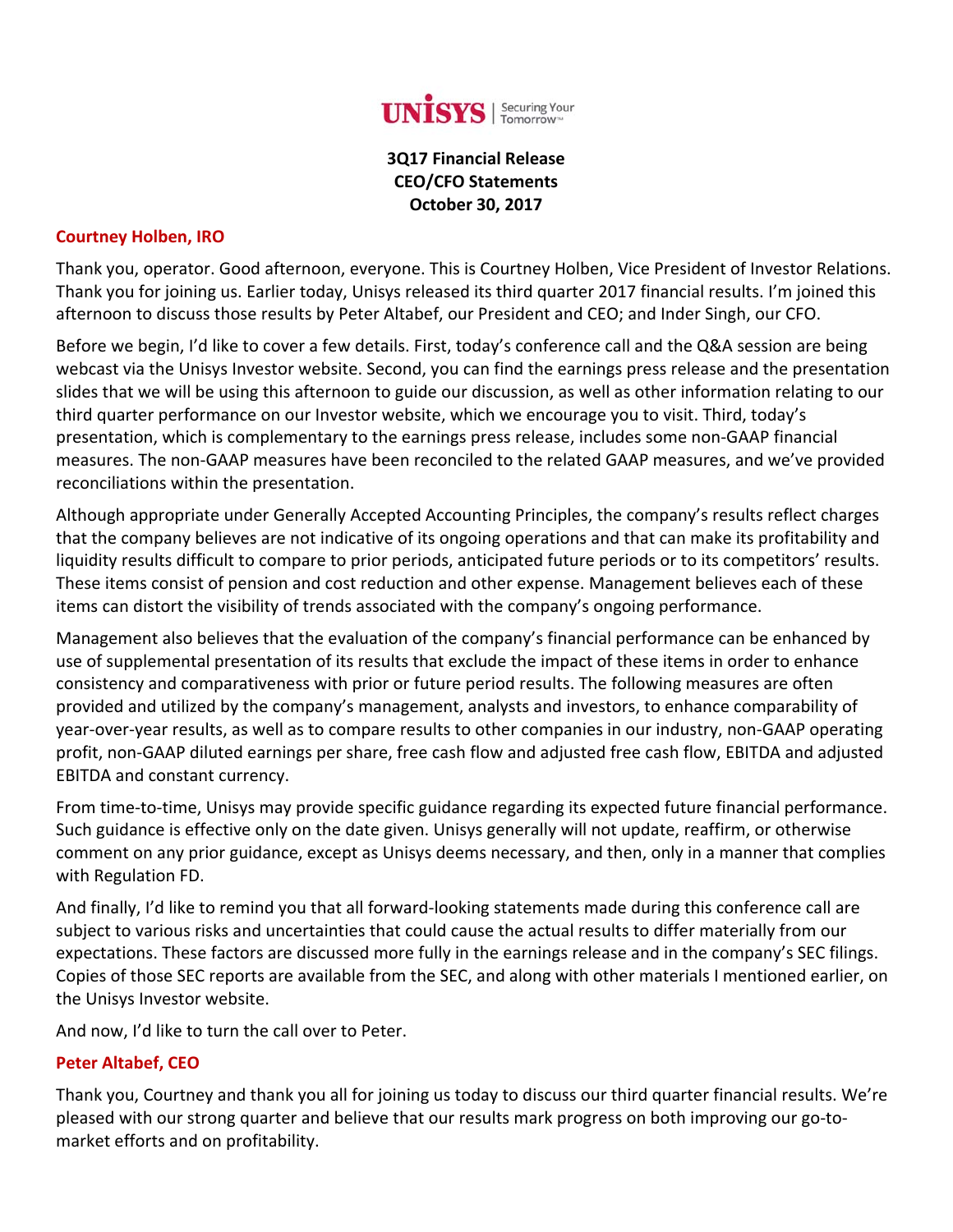**UNISYS | Securing Your Tomorrow™**

**3Q17 Financial Release**
**CEO/CFO Statements**
**October 30, 2017**

**Courtney Holben, IRO**

Thank you, operator. Good afternoon, everyone. This is Courtney Holben, Vice President of Investor Relations. Thank you for joining us. Earlier today, Unisys released its third quarter 2017 financial results. I'm joined this afternoon to discuss those results by Peter Altabef, our President and CEO; and Inder Singh, our CFO.

Before we begin, I'd like to cover a few details. First, today's conference call and the Q&A session are being webcast via the Unisys Investor website. Second, you can find the earnings press release and the presentation slides that we will be using this afternoon to guide our discussion, as well as other information relating to our third quarter performance on our Investor website, which we encourage you to visit. Third, today's presentation, which is complementary to the earnings press release, includes some non-GAAP financial measures. The non-GAAP measures have been reconciled to the related GAAP measures, and we've provided reconciliations within the presentation.

Although appropriate under Generally Accepted Accounting Principles, the company's results reflect charges that the company believes are not indicative of its ongoing operations and that can make its profitability and liquidity results difficult to compare to prior periods, anticipated future periods or to its competitors' results. These items consist of pension and cost reduction and other expense. Management believes each of these items can distort the visibility of trends associated with the company's ongoing performance.

Management also believes that the evaluation of the company's financial performance can be enhanced by use of supplemental presentation of its results that exclude the impact of these items in order to enhance consistency and comparativeness with prior or future period results. The following measures are often provided and utilized by the company's management, analysts and investors, to enhance comparability of year-over-year results, as well as to compare results to other companies in our industry, non-GAAP operating profit, non-GAAP diluted earnings per share, free cash flow and adjusted free cash flow, EBITDA and adjusted EBITDA and constant currency.

From time-to-time, Unisys may provide specific guidance regarding its expected future financial performance. Such guidance is effective only on the date given. Unisys generally will not update, reaffirm, or otherwise comment on any prior guidance, except as Unisys deems necessary, and then, only in a manner that complies with Regulation FD.

And finally, I'd like to remind you that all forward-looking statements made during this conference call are subject to various risks and uncertainties that could cause the actual results to differ materially from our expectations. These factors are discussed more fully in the earnings release and in the company's SEC filings. Copies of those SEC reports are available from the SEC, and along with other materials I mentioned earlier, on the Unisys Investor website.

And now, I'd like to turn the call over to Peter.

**Peter Altabef, CEO**

Thank you, Courtney and thank you all for joining us today to discuss our third quarter financial results. We're pleased with our strong quarter and believe that our results mark progress on both improving our go-to-market efforts and on profitability.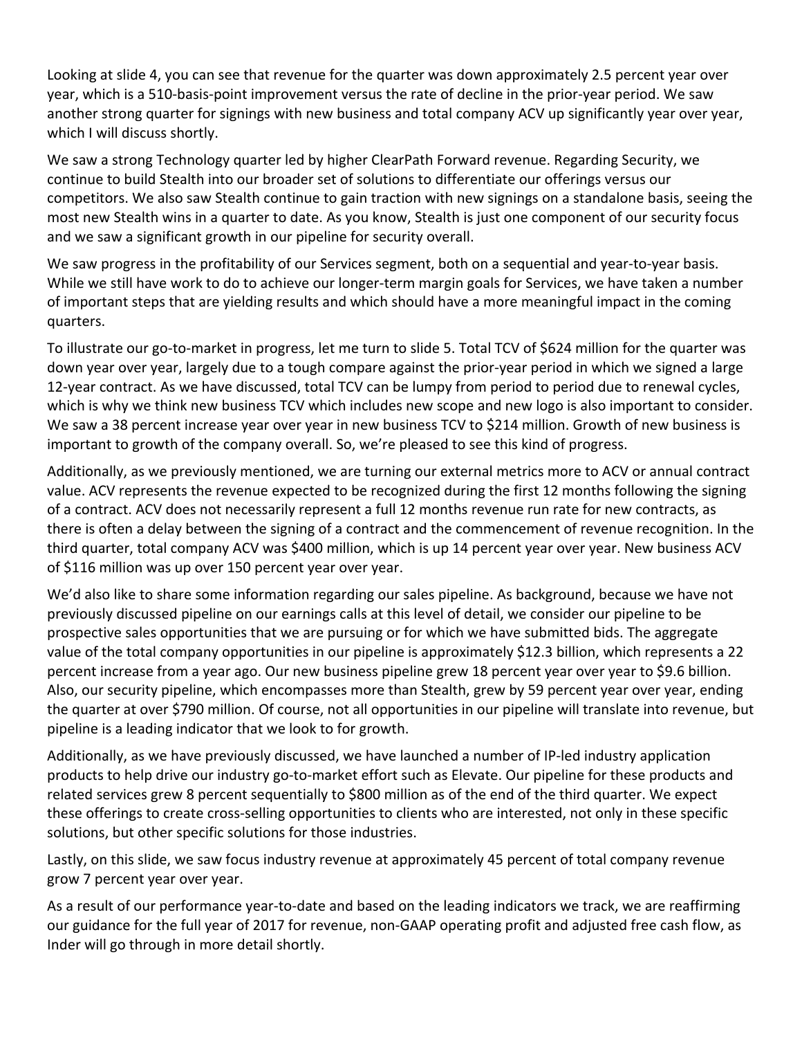Looking at slide 4, you can see that revenue for the quarter was down approximately 2.5 percent year over year, which is a 510-basis-point improvement versus the rate of decline in the prior-year period. We saw another strong quarter for signings with new business and total company ACV up significantly year over year, which I will discuss shortly.

We saw a strong Technology quarter led by higher ClearPath Forward revenue. Regarding Security, we continue to build Stealth into our broader set of solutions to differentiate our offerings versus our competitors. We also saw Stealth continue to gain traction with new signings on a standalone basis, seeing the most new Stealth wins in a quarter to date. As you know, Stealth is just one component of our security focus and we saw a significant growth in our pipeline for security overall.

We saw progress in the profitability of our Services segment, both on a sequential and year-to-year basis. While we still have work to do to achieve our longer-term margin goals for Services, we have taken a number of important steps that are yielding results and which should have a more meaningful impact in the coming quarters.

To illustrate our go-to-market in progress, let me turn to slide 5. Total TCV of $624 million for the quarter was down year over year, largely due to a tough compare against the prior-year period in which we signed a large 12-year contract. As we have discussed, total TCV can be lumpy from period to period due to renewal cycles, which is why we think new business TCV which includes new scope and new logo is also important to consider. We saw a 38 percent increase year over year in new business TCV to $214 million. Growth of new business is important to growth of the company overall. So, we're pleased to see this kind of progress.

Additionally, as we previously mentioned, we are turning our external metrics more to ACV or annual contract value. ACV represents the revenue expected to be recognized during the first 12 months following the signing of a contract. ACV does not necessarily represent a full 12 months revenue run rate for new contracts, as there is often a delay between the signing of a contract and the commencement of revenue recognition. In the third quarter, total company ACV was $400 million, which is up 14 percent year over year. New business ACV of $116 million was up over 150 percent year over year.

We'd also like to share some information regarding our sales pipeline. As background, because we have not previously discussed pipeline on our earnings calls at this level of detail, we consider our pipeline to be prospective sales opportunities that we are pursuing or for which we have submitted bids. The aggregate value of the total company opportunities in our pipeline is approximately $12.3 billion, which represents a 22 percent increase from a year ago. Our new business pipeline grew 18 percent year over year to $9.6 billion. Also, our security pipeline, which encompasses more than Stealth, grew by 59 percent year over year, ending the quarter at over $790 million. Of course, not all opportunities in our pipeline will translate into revenue, but pipeline is a leading indicator that we look to for growth.

Additionally, as we have previously discussed, we have launched a number of IP-led industry application products to help drive our industry go-to-market effort such as Elevate. Our pipeline for these products and related services grew 8 percent sequentially to $800 million as of the end of the third quarter. We expect these offerings to create cross-selling opportunities to clients who are interested, not only in these specific solutions, but other specific solutions for those industries.

Lastly, on this slide, we saw focus industry revenue at approximately 45 percent of total company revenue grow 7 percent year over year.

As a result of our performance year-to-date and based on the leading indicators we track, we are reaffirming our guidance for the full year of 2017 for revenue, non-GAAP operating profit and adjusted free cash flow, as Inder will go through in more detail shortly.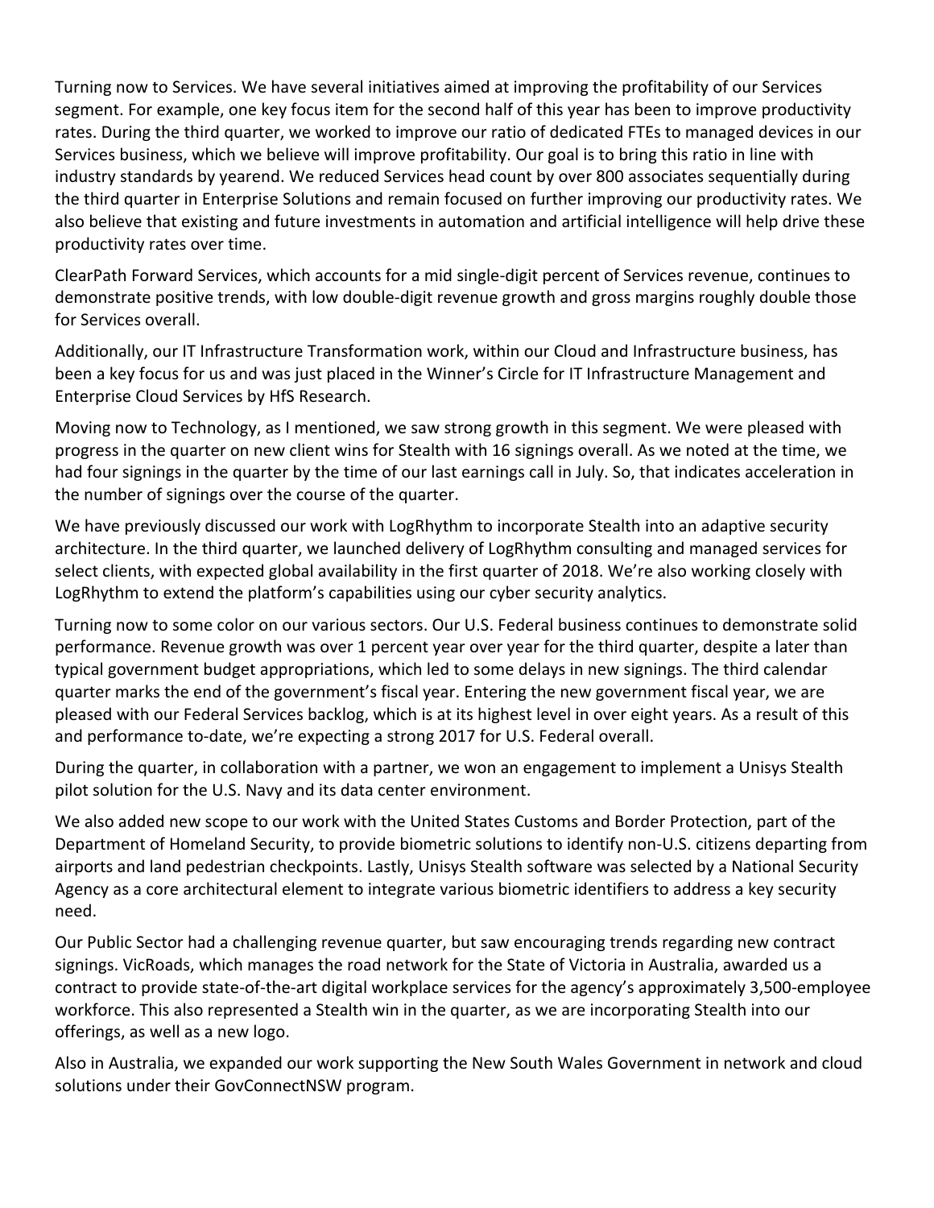Turning now to Services. We have several initiatives aimed at improving the profitability of our Services segment. For example, one key focus item for the second half of this year has been to improve productivity rates. During the third quarter, we worked to improve our ratio of dedicated FTEs to managed devices in our Services business, which we believe will improve profitability. Our goal is to bring this ratio in line with industry standards by yearend. We reduced Services head count by over 800 associates sequentially during the third quarter in Enterprise Solutions and remain focused on further improving our productivity rates. We also believe that existing and future investments in automation and artificial intelligence will help drive these productivity rates over time.

ClearPath Forward Services, which accounts for a mid single-digit percent of Services revenue, continues to demonstrate positive trends, with low double-digit revenue growth and gross margins roughly double those for Services overall.

Additionally, our IT Infrastructure Transformation work, within our Cloud and Infrastructure business, has been a key focus for us and was just placed in the Winner's Circle for IT Infrastructure Management and Enterprise Cloud Services by HfS Research.

Moving now to Technology, as I mentioned, we saw strong growth in this segment. We were pleased with progress in the quarter on new client wins for Stealth with 16 signings overall. As we noted at the time, we had four signings in the quarter by the time of our last earnings call in July. So, that indicates acceleration in the number of signings over the course of the quarter.

We have previously discussed our work with LogRhythm to incorporate Stealth into an adaptive security architecture. In the third quarter, we launched delivery of LogRhythm consulting and managed services for select clients, with expected global availability in the first quarter of 2018. We're also working closely with LogRhythm to extend the platform's capabilities using our cyber security analytics.

Turning now to some color on our various sectors. Our U.S. Federal business continues to demonstrate solid performance. Revenue growth was over 1 percent year over year for the third quarter, despite a later than typical government budget appropriations, which led to some delays in new signings. The third calendar quarter marks the end of the government's fiscal year. Entering the new government fiscal year, we are pleased with our Federal Services backlog, which is at its highest level in over eight years. As a result of this and performance to-date, we're expecting a strong 2017 for U.S. Federal overall.

During the quarter, in collaboration with a partner, we won an engagement to implement a Unisys Stealth pilot solution for the U.S. Navy and its data center environment.

We also added new scope to our work with the United States Customs and Border Protection, part of the Department of Homeland Security, to provide biometric solutions to identify non-U.S. citizens departing from airports and land pedestrian checkpoints. Lastly, Unisys Stealth software was selected by a National Security Agency as a core architectural element to integrate various biometric identifiers to address a key security need.

Our Public Sector had a challenging revenue quarter, but saw encouraging trends regarding new contract signings. VicRoads, which manages the road network for the State of Victoria in Australia, awarded us a contract to provide state-of-the-art digital workplace services for the agency's approximately 3,500-employee workforce. This also represented a Stealth win in the quarter, as we are incorporating Stealth into our offerings, as well as a new logo.

Also in Australia, we expanded our work supporting the New South Wales Government in network and cloud solutions under their GovConnectNSW program.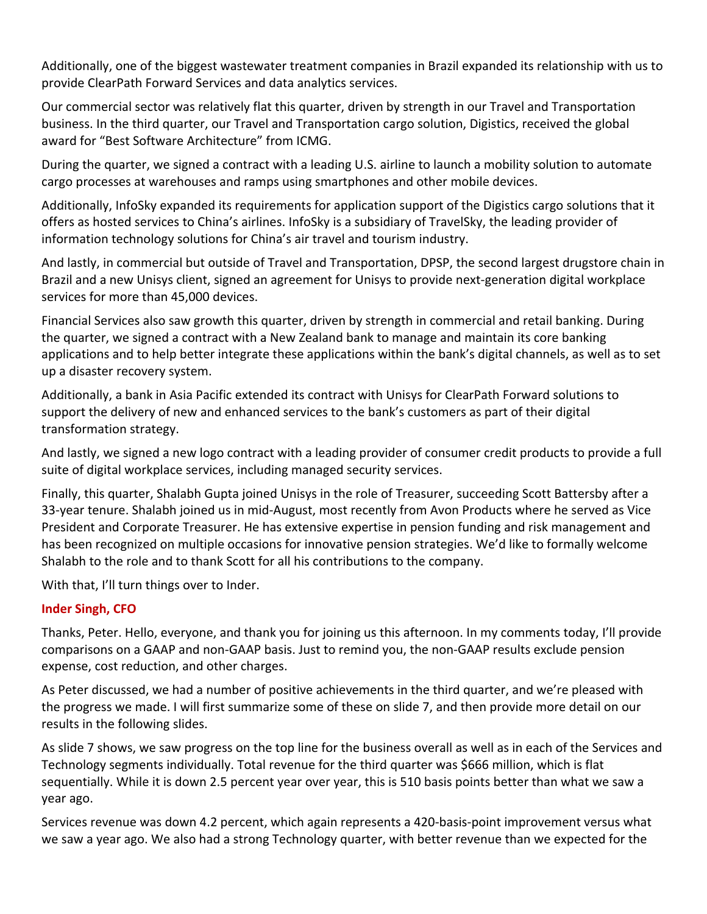Additionally, one of the biggest wastewater treatment companies in Brazil expanded its relationship with us to provide ClearPath Forward Services and data analytics services.

Our commercial sector was relatively flat this quarter, driven by strength in our Travel and Transportation business. In the third quarter, our Travel and Transportation cargo solution, Digistics, received the global award for "Best Software Architecture" from ICMG.

During the quarter, we signed a contract with a leading U.S. airline to launch a mobility solution to automate cargo processes at warehouses and ramps using smartphones and other mobile devices.

Additionally, InfoSky expanded its requirements for application support of the Digistics cargo solutions that it offers as hosted services to China's airlines. InfoSky is a subsidiary of TravelSky, the leading provider of information technology solutions for China's air travel and tourism industry.

And lastly, in commercial but outside of Travel and Transportation, DPSP, the second largest drugstore chain in Brazil and a new Unisys client, signed an agreement for Unisys to provide next-generation digital workplace services for more than 45,000 devices.

Financial Services also saw growth this quarter, driven by strength in commercial and retail banking. During the quarter, we signed a contract with a New Zealand bank to manage and maintain its core banking applications and to help better integrate these applications within the bank's digital channels, as well as to set up a disaster recovery system.

Additionally, a bank in Asia Pacific extended its contract with Unisys for ClearPath Forward solutions to support the delivery of new and enhanced services to the bank's customers as part of their digital transformation strategy.

And lastly, we signed a new logo contract with a leading provider of consumer credit products to provide a full suite of digital workplace services, including managed security services.

Finally, this quarter, Shalabh Gupta joined Unisys in the role of Treasurer, succeeding Scott Battersby after a 33-year tenure. Shalabh joined us in mid-August, most recently from Avon Products where he served as Vice President and Corporate Treasurer. He has extensive expertise in pension funding and risk management and has been recognized on multiple occasions for innovative pension strategies. We'd like to formally welcome Shalabh to the role and to thank Scott for all his contributions to the company.

With that, I'll turn things over to Inder.

**Inder Singh, CFO**

Thanks, Peter. Hello, everyone, and thank you for joining us this afternoon. In my comments today, I'll provide comparisons on a GAAP and non-GAAP basis. Just to remind you, the non-GAAP results exclude pension expense, cost reduction, and other charges.

As Peter discussed, we had a number of positive achievements in the third quarter, and we're pleased with the progress we made. I will first summarize some of these on slide 7, and then provide more detail on our results in the following slides.

As slide 7 shows, we saw progress on the top line for the business overall as well as in each of the Services and Technology segments individually. Total revenue for the third quarter was $666 million, which is flat sequentially. While it is down 2.5 percent year over year, this is 510 basis points better than what we saw a year ago.

Services revenue was down 4.2 percent, which again represents a 420-basis-point improvement versus what we saw a year ago. We also had a strong Technology quarter, with better revenue than we expected for the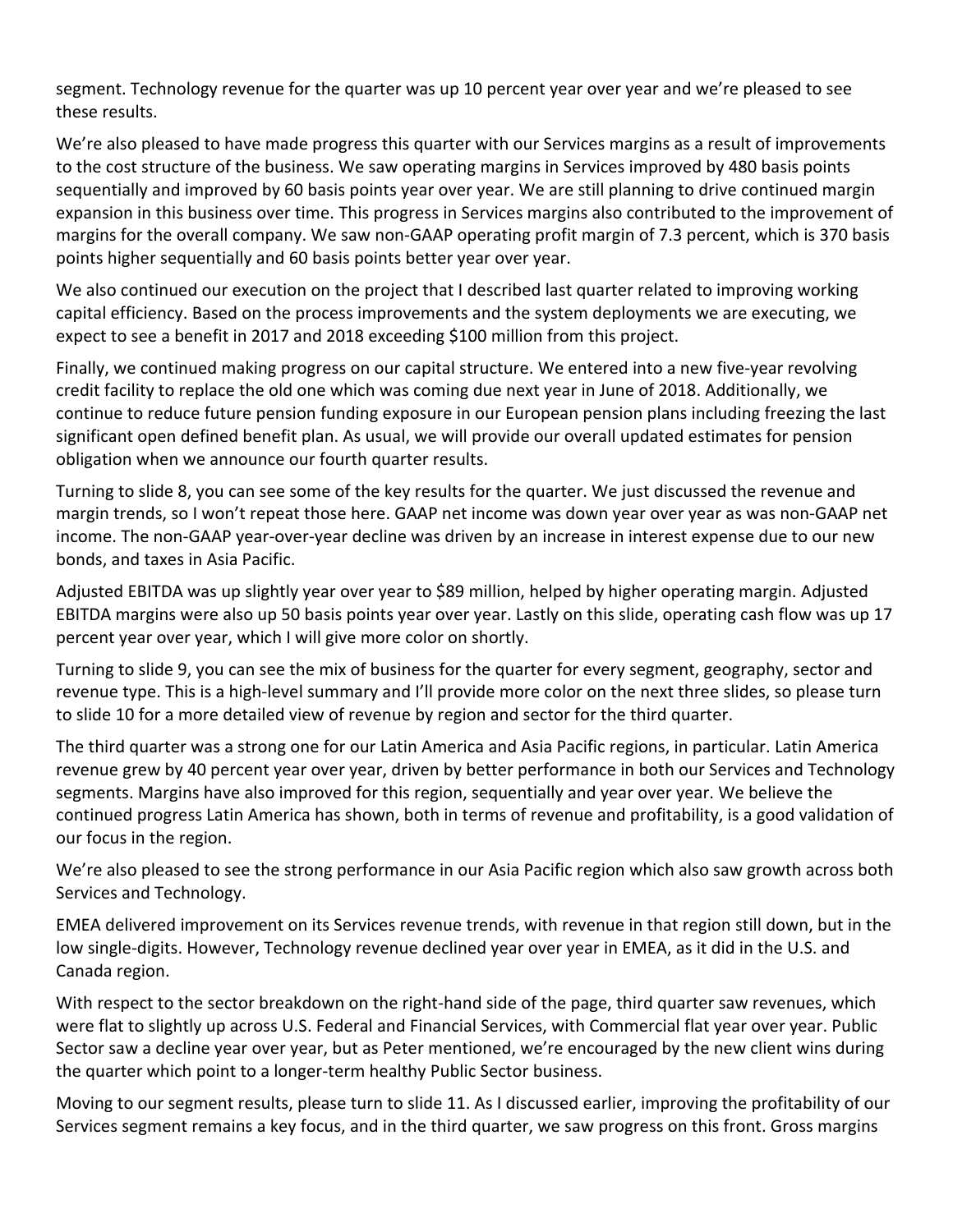segment. Technology revenue for the quarter was up 10 percent year over year and we're pleased to see these results.

We're also pleased to have made progress this quarter with our Services margins as a result of improvements to the cost structure of the business. We saw operating margins in Services improved by 480 basis points sequentially and improved by 60 basis points year over year. We are still planning to drive continued margin expansion in this business over time. This progress in Services margins also contributed to the improvement of margins for the overall company. We saw non-GAAP operating profit margin of 7.3 percent, which is 370 basis points higher sequentially and 60 basis points better year over year.

We also continued our execution on the project that I described last quarter related to improving working capital efficiency. Based on the process improvements and the system deployments we are executing, we expect to see a benefit in 2017 and 2018 exceeding $100 million from this project.

Finally, we continued making progress on our capital structure. We entered into a new five-year revolving credit facility to replace the old one which was coming due next year in June of 2018. Additionally, we continue to reduce future pension funding exposure in our European pension plans including freezing the last significant open defined benefit plan. As usual, we will provide our overall updated estimates for pension obligation when we announce our fourth quarter results.

Turning to slide 8, you can see some of the key results for the quarter. We just discussed the revenue and margin trends, so I won't repeat those here. GAAP net income was down year over year as was non-GAAP net income. The non-GAAP year-over-year decline was driven by an increase in interest expense due to our new bonds, and taxes in Asia Pacific.

Adjusted EBITDA was up slightly year over year to $89 million, helped by higher operating margin. Adjusted EBITDA margins were also up 50 basis points year over year. Lastly on this slide, operating cash flow was up 17 percent year over year, which I will give more color on shortly.

Turning to slide 9, you can see the mix of business for the quarter for every segment, geography, sector and revenue type. This is a high-level summary and I'll provide more color on the next three slides, so please turn to slide 10 for a more detailed view of revenue by region and sector for the third quarter.

The third quarter was a strong one for our Latin America and Asia Pacific regions, in particular. Latin America revenue grew by 40 percent year over year, driven by better performance in both our Services and Technology segments. Margins have also improved for this region, sequentially and year over year. We believe the continued progress Latin America has shown, both in terms of revenue and profitability, is a good validation of our focus in the region.

We're also pleased to see the strong performance in our Asia Pacific region which also saw growth across both Services and Technology.

EMEA delivered improvement on its Services revenue trends, with revenue in that region still down, but in the low single-digits. However, Technology revenue declined year over year in EMEA, as it did in the U.S. and Canada region.

With respect to the sector breakdown on the right-hand side of the page, third quarter saw revenues, which were flat to slightly up across U.S. Federal and Financial Services, with Commercial flat year over year. Public Sector saw a decline year over year, but as Peter mentioned, we're encouraged by the new client wins during the quarter which point to a longer-term healthy Public Sector business.

Moving to our segment results, please turn to slide 11. As I discussed earlier, improving the profitability of our Services segment remains a key focus, and in the third quarter, we saw progress on this front. Gross margins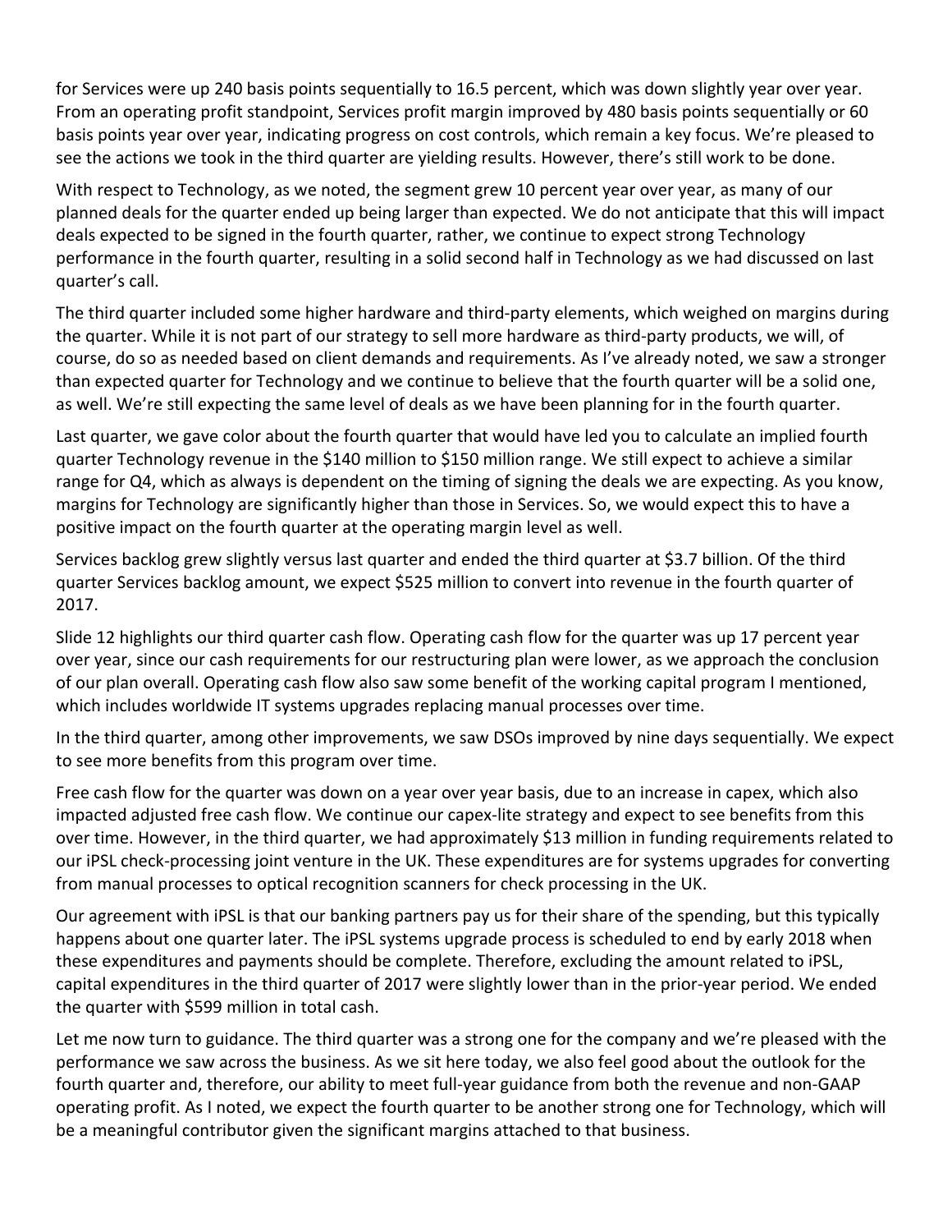for Services were up 240 basis points sequentially to 16.5 percent, which was down slightly year over year. From an operating profit standpoint, Services profit margin improved by 480 basis points sequentially or 60 basis points year over year, indicating progress on cost controls, which remain a key focus. We're pleased to see the actions we took in the third quarter are yielding results. However, there's still work to be done.

With respect to Technology, as we noted, the segment grew 10 percent year over year, as many of our planned deals for the quarter ended up being larger than expected. We do not anticipate that this will impact deals expected to be signed in the fourth quarter, rather, we continue to expect strong Technology performance in the fourth quarter, resulting in a solid second half in Technology as we had discussed on last quarter's call.

The third quarter included some higher hardware and third-party elements, which weighed on margins during the quarter. While it is not part of our strategy to sell more hardware as third-party products, we will, of course, do so as needed based on client demands and requirements. As I've already noted, we saw a stronger than expected quarter for Technology and we continue to believe that the fourth quarter will be a solid one, as well. We're still expecting the same level of deals as we have been planning for in the fourth quarter.

Last quarter, we gave color about the fourth quarter that would have led you to calculate an implied fourth quarter Technology revenue in the $140 million to $150 million range. We still expect to achieve a similar range for Q4, which as always is dependent on the timing of signing the deals we are expecting. As you know, margins for Technology are significantly higher than those in Services. So, we would expect this to have a positive impact on the fourth quarter at the operating margin level as well.

Services backlog grew slightly versus last quarter and ended the third quarter at $3.7 billion. Of the third quarter Services backlog amount, we expect $525 million to convert into revenue in the fourth quarter of 2017.

Slide 12 highlights our third quarter cash flow. Operating cash flow for the quarter was up 17 percent year over year, since our cash requirements for our restructuring plan were lower, as we approach the conclusion of our plan overall. Operating cash flow also saw some benefit of the working capital program I mentioned, which includes worldwide IT systems upgrades replacing manual processes over time.

In the third quarter, among other improvements, we saw DSOs improved by nine days sequentially. We expect to see more benefits from this program over time.

Free cash flow for the quarter was down on a year over year basis, due to an increase in capex, which also impacted adjusted free cash flow. We continue our capex-lite strategy and expect to see benefits from this over time. However, in the third quarter, we had approximately $13 million in funding requirements related to our iPSL check-processing joint venture in the UK. These expenditures are for systems upgrades for converting from manual processes to optical recognition scanners for check processing in the UK.

Our agreement with iPSL is that our banking partners pay us for their share of the spending, but this typically happens about one quarter later. The iPSL systems upgrade process is scheduled to end by early 2018 when these expenditures and payments should be complete. Therefore, excluding the amount related to iPSL, capital expenditures in the third quarter of 2017 were slightly lower than in the prior-year period. We ended the quarter with $599 million in total cash.

Let me now turn to guidance. The third quarter was a strong one for the company and we're pleased with the performance we saw across the business. As we sit here today, we also feel good about the outlook for the fourth quarter and, therefore, our ability to meet full-year guidance from both the revenue and non-GAAP operating profit. As I noted, we expect the fourth quarter to be another strong one for Technology, which will be a meaningful contributor given the significant margins attached to that business.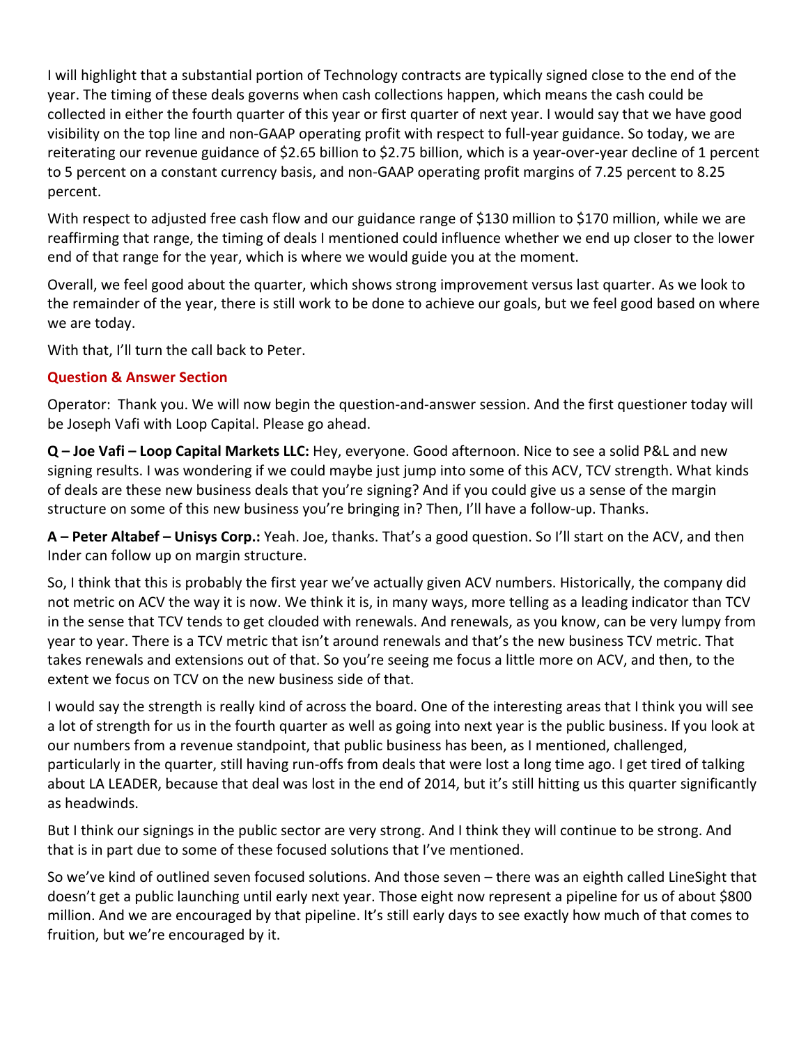I will highlight that a substantial portion of Technology contracts are typically signed close to the end of the year. The timing of these deals governs when cash collections happen, which means the cash could be collected in either the fourth quarter of this year or first quarter of next year. I would say that we have good visibility on the top line and non-GAAP operating profit with respect to full-year guidance. So today, we are reiterating our revenue guidance of $2.65 billion to $2.75 billion, which is a year-over-year decline of 1 percent to 5 percent on a constant currency basis, and non-GAAP operating profit margins of 7.25 percent to 8.25 percent.

With respect to adjusted free cash flow and our guidance range of $130 million to $170 million, while we are reaffirming that range, the timing of deals I mentioned could influence whether we end up closer to the lower end of that range for the year, which is where we would guide you at the moment.

Overall, we feel good about the quarter, which shows strong improvement versus last quarter. As we look to the remainder of the year, there is still work to be done to achieve our goals, but we feel good based on where we are today.

With that, I'll turn the call back to Peter.

## Question & Answer Section

Operator: Thank you. We will now begin the question-and-answer session. And the first questioner today will be Joseph Vafi with Loop Capital. Please go ahead.

**Q – Joe Vafi – Loop Capital Markets LLC:** Hey, everyone. Good afternoon. Nice to see a solid P&L and new signing results. I was wondering if we could maybe just jump into some of this ACV, TCV strength. What kinds of deals are these new business deals that you're signing? And if you could give us a sense of the margin structure on some of this new business you're bringing in? Then, I'll have a follow-up. Thanks.

**A – Peter Altabef – Unisys Corp.:** Yeah. Joe, thanks. That's a good question. So I'll start on the ACV, and then Inder can follow up on margin structure.

So, I think that this is probably the first year we've actually given ACV numbers. Historically, the company did not metric on ACV the way it is now. We think it is, in many ways, more telling as a leading indicator than TCV in the sense that TCV tends to get clouded with renewals. And renewals, as you know, can be very lumpy from year to year. There is a TCV metric that isn't around renewals and that's the new business TCV metric. That takes renewals and extensions out of that. So you're seeing me focus a little more on ACV, and then, to the extent we focus on TCV on the new business side of that.

I would say the strength is really kind of across the board. One of the interesting areas that I think you will see a lot of strength for us in the fourth quarter as well as going into next year is the public business. If you look at our numbers from a revenue standpoint, that public business has been, as I mentioned, challenged, particularly in the quarter, still having run-offs from deals that were lost a long time ago. I get tired of talking about LA LEADER, because that deal was lost in the end of 2014, but it's still hitting us this quarter significantly as headwinds.

But I think our signings in the public sector are very strong. And I think they will continue to be strong. And that is in part due to some of these focused solutions that I've mentioned.

So we've kind of outlined seven focused solutions. And those seven – there was an eighth called LineSight that doesn't get a public launching until early next year. Those eight now represent a pipeline for us of about $800 million. And we are encouraged by that pipeline. It's still early days to see exactly how much of that comes to fruition, but we're encouraged by it.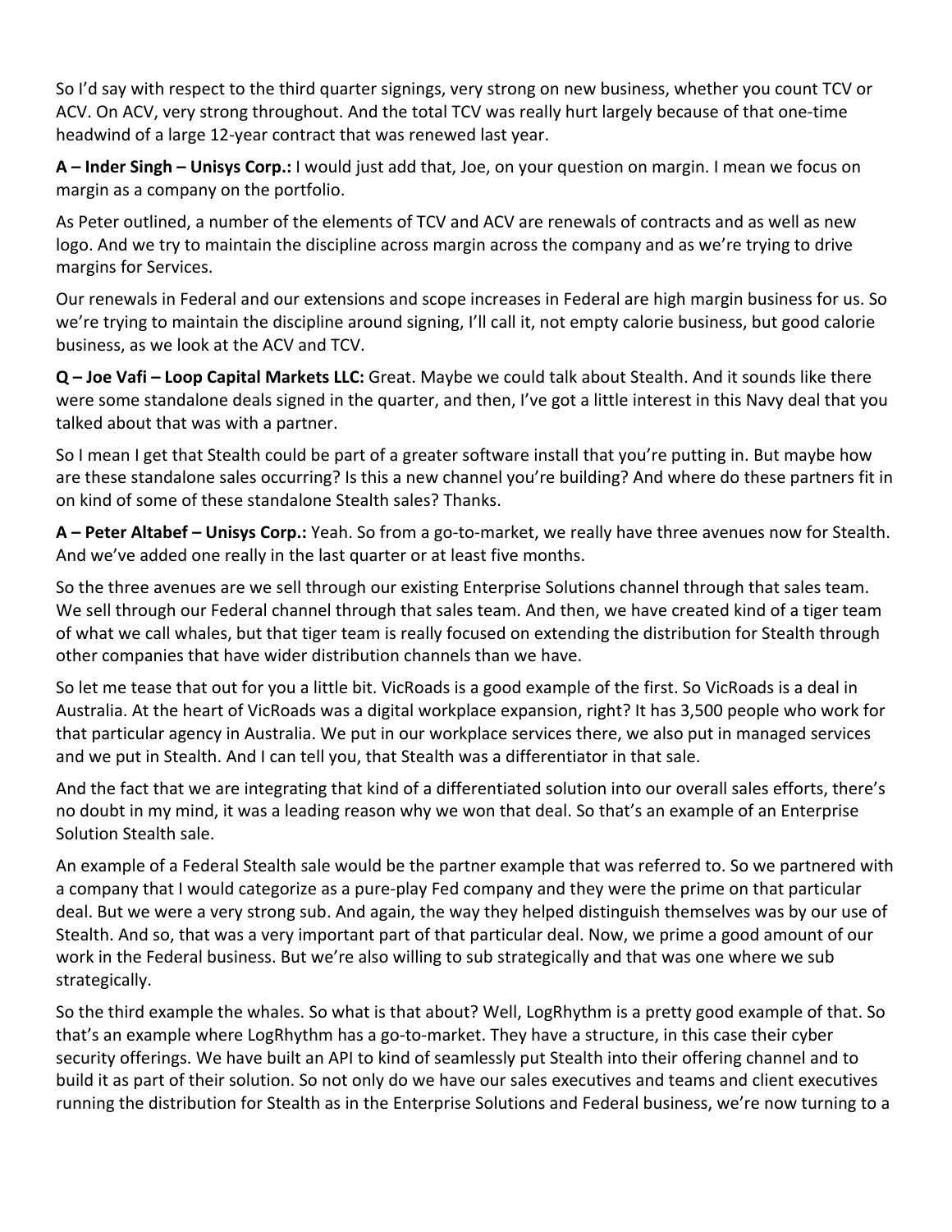So I'd say with respect to the third quarter signings, very strong on new business, whether you count TCV or ACV. On ACV, very strong throughout. And the total TCV was really hurt largely because of that one-time headwind of a large 12-year contract that was renewed last year.

**A – Inder Singh – Unisys Corp.:** I would just add that, Joe, on your question on margin. I mean we focus on margin as a company on the portfolio.

As Peter outlined, a number of the elements of TCV and ACV are renewals of contracts and as well as new logo. And we try to maintain the discipline across margin across the company and as we're trying to drive margins for Services.

Our renewals in Federal and our extensions and scope increases in Federal are high margin business for us. So we're trying to maintain the discipline around signing, I'll call it, not empty calorie business, but good calorie business, as we look at the ACV and TCV.

**Q – Joe Vafi – Loop Capital Markets LLC:** Great. Maybe we could talk about Stealth. And it sounds like there were some standalone deals signed in the quarter, and then, I've got a little interest in this Navy deal that you talked about that was with a partner.

So I mean I get that Stealth could be part of a greater software install that you're putting in. But maybe how are these standalone sales occurring? Is this a new channel you're building? And where do these partners fit in on kind of some of these standalone Stealth sales? Thanks.

**A – Peter Altabef – Unisys Corp.:** Yeah. So from a go-to-market, we really have three avenues now for Stealth. And we've added one really in the last quarter or at least five months.

So the three avenues are we sell through our existing Enterprise Solutions channel through that sales team. We sell through our Federal channel through that sales team. And then, we have created kind of a tiger team of what we call whales, but that tiger team is really focused on extending the distribution for Stealth through other companies that have wider distribution channels than we have.

So let me tease that out for you a little bit. VicRoads is a good example of the first. So VicRoads is a deal in Australia. At the heart of VicRoads was a digital workplace expansion, right? It has 3,500 people who work for that particular agency in Australia. We put in our workplace services there, we also put in managed services and we put in Stealth. And I can tell you, that Stealth was a differentiator in that sale.

And the fact that we are integrating that kind of a differentiated solution into our overall sales efforts, there's no doubt in my mind, it was a leading reason why we won that deal. So that's an example of an Enterprise Solution Stealth sale.

An example of a Federal Stealth sale would be the partner example that was referred to. So we partnered with a company that I would categorize as a pure-play Fed company and they were the prime on that particular deal. But we were a very strong sub. And again, the way they helped distinguish themselves was by our use of Stealth. And so, that was a very important part of that particular deal. Now, we prime a good amount of our work in the Federal business. But we're also willing to sub strategically and that was one where we sub strategically.

So the third example the whales. So what is that about? Well, LogRhythm is a pretty good example of that. So that's an example where LogRhythm has a go-to-market. They have a structure, in this case their cyber security offerings. We have built an API to kind of seamlessly put Stealth into their offering channel and to build it as part of their solution. So not only do we have our sales executives and teams and client executives running the distribution for Stealth as in the Enterprise Solutions and Federal business, we're now turning to a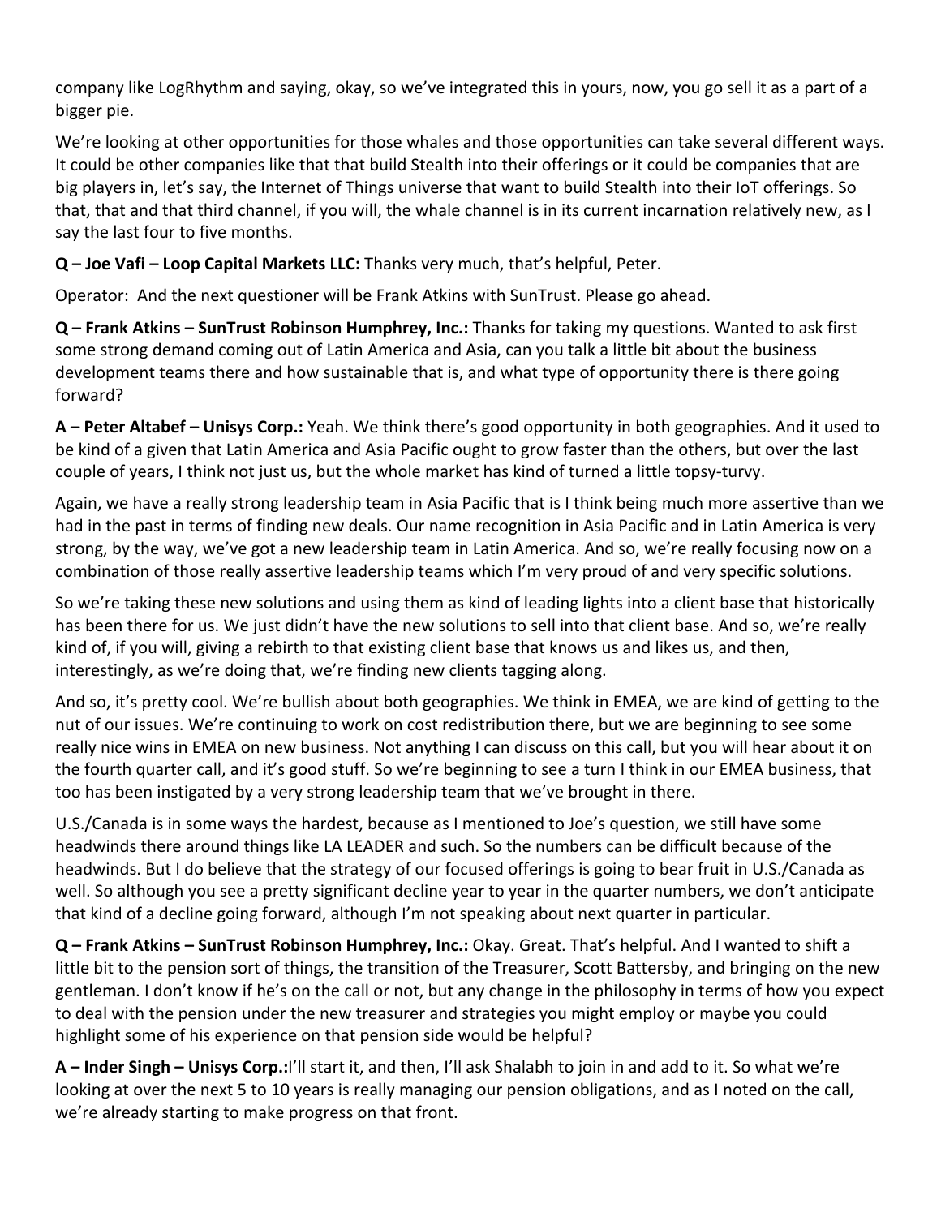company like LogRhythm and saying, okay, so we've integrated this in yours, now, you go sell it as a part of a bigger pie.

We're looking at other opportunities for those whales and those opportunities can take several different ways. It could be other companies like that that build Stealth into their offerings or it could be companies that are big players in, let's say, the Internet of Things universe that want to build Stealth into their IoT offerings. So that, that and that third channel, if you will, the whale channel is in its current incarnation relatively new, as I say the last four to five months.

**Q – Joe Vafi – Loop Capital Markets LLC:** Thanks very much, that's helpful, Peter.

Operator: And the next questioner will be Frank Atkins with SunTrust. Please go ahead.

**Q – Frank Atkins – SunTrust Robinson Humphrey, Inc.:** Thanks for taking my questions. Wanted to ask first some strong demand coming out of Latin America and Asia, can you talk a little bit about the business development teams there and how sustainable that is, and what type of opportunity there is there going forward?

**A – Peter Altabef – Unisys Corp.:** Yeah. We think there's good opportunity in both geographies. And it used to be kind of a given that Latin America and Asia Pacific ought to grow faster than the others, but over the last couple of years, I think not just us, but the whole market has kind of turned a little topsy-turvy.

Again, we have a really strong leadership team in Asia Pacific that is I think being much more assertive than we had in the past in terms of finding new deals. Our name recognition in Asia Pacific and in Latin America is very strong, by the way, we've got a new leadership team in Latin America. And so, we're really focusing now on a combination of those really assertive leadership teams which I'm very proud of and very specific solutions.

So we're taking these new solutions and using them as kind of leading lights into a client base that historically has been there for us. We just didn't have the new solutions to sell into that client base. And so, we're really kind of, if you will, giving a rebirth to that existing client base that knows us and likes us, and then, interestingly, as we're doing that, we're finding new clients tagging along.

And so, it's pretty cool. We're bullish about both geographies. We think in EMEA, we are kind of getting to the nut of our issues. We're continuing to work on cost redistribution there, but we are beginning to see some really nice wins in EMEA on new business. Not anything I can discuss on this call, but you will hear about it on the fourth quarter call, and it's good stuff. So we're beginning to see a turn I think in our EMEA business, that too has been instigated by a very strong leadership team that we've brought in there.

U.S./Canada is in some ways the hardest, because as I mentioned to Joe's question, we still have some headwinds there around things like LA LEADER and such. So the numbers can be difficult because of the headwinds. But I do believe that the strategy of our focused offerings is going to bear fruit in U.S./Canada as well. So although you see a pretty significant decline year to year in the quarter numbers, we don't anticipate that kind of a decline going forward, although I'm not speaking about next quarter in particular.

**Q – Frank Atkins – SunTrust Robinson Humphrey, Inc.:** Okay. Great. That's helpful. And I wanted to shift a little bit to the pension sort of things, the transition of the Treasurer, Scott Battersby, and bringing on the new gentleman. I don't know if he's on the call or not, but any change in the philosophy in terms of how you expect to deal with the pension under the new treasurer and strategies you might employ or maybe you could highlight some of his experience on that pension side would be helpful?

**A – Inder Singh – Unisys Corp.:** I'll start it, and then, I'll ask Shalabh to join in and add to it. So what we're looking at over the next 5 to 10 years is really managing our pension obligations, and as I noted on the call, we're already starting to make progress on that front.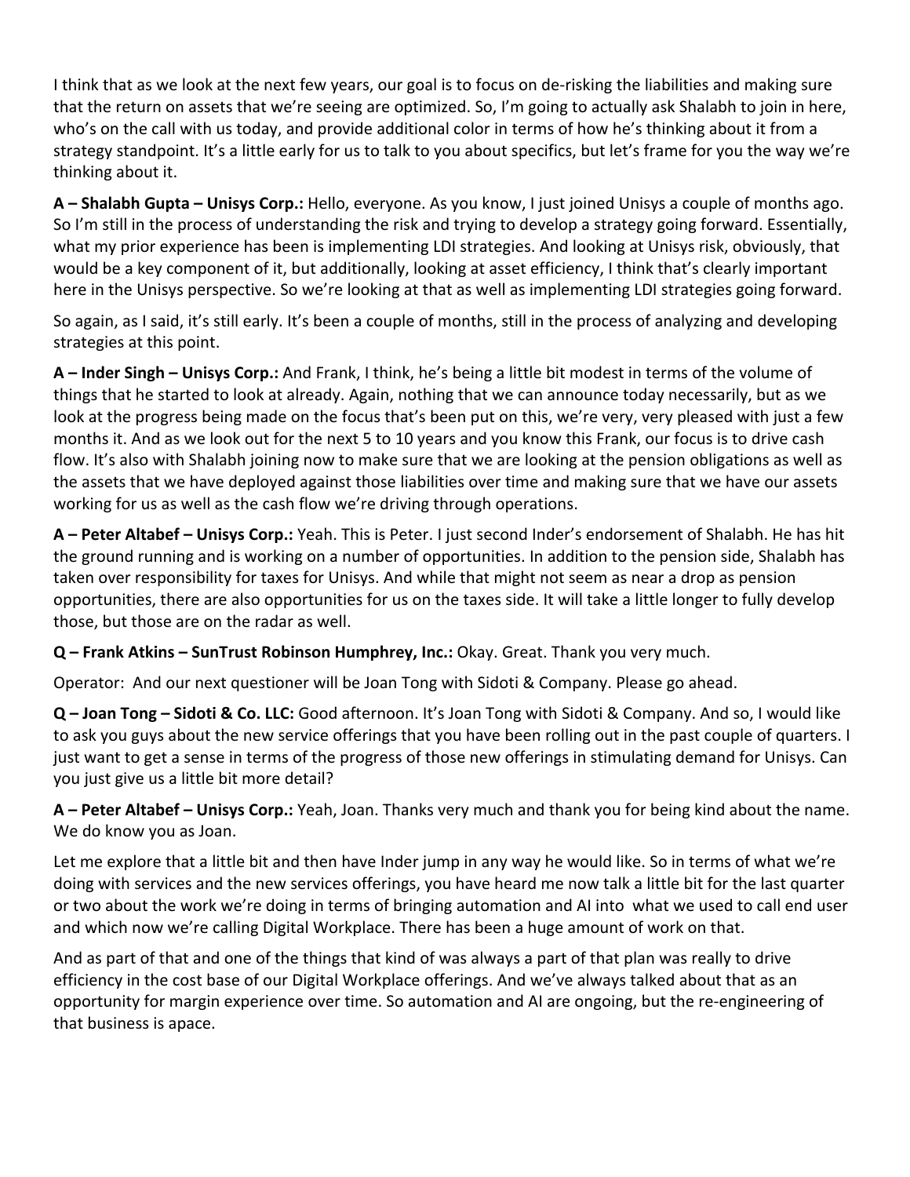I think that as we look at the next few years, our goal is to focus on de-risking the liabilities and making sure that the return on assets that we're seeing are optimized. So, I'm going to actually ask Shalabh to join in here, who's on the call with us today, and provide additional color in terms of how he's thinking about it from a strategy standpoint. It's a little early for us to talk to you about specifics, but let's frame for you the way we're thinking about it.

**A – Shalabh Gupta – Unisys Corp.:** Hello, everyone. As you know, I just joined Unisys a couple of months ago. So I'm still in the process of understanding the risk and trying to develop a strategy going forward. Essentially, what my prior experience has been is implementing LDI strategies. And looking at Unisys risk, obviously, that would be a key component of it, but additionally, looking at asset efficiency, I think that's clearly important here in the Unisys perspective. So we're looking at that as well as implementing LDI strategies going forward.

So again, as I said, it's still early. It's been a couple of months, still in the process of analyzing and developing strategies at this point.

**A – Inder Singh – Unisys Corp.:** And Frank, I think, he's being a little bit modest in terms of the volume of things that he started to look at already. Again, nothing that we can announce today necessarily, but as we look at the progress being made on the focus that's been put on this, we're very, very pleased with just a few months it. And as we look out for the next 5 to 10 years and you know this Frank, our focus is to drive cash flow. It's also with Shalabh joining now to make sure that we are looking at the pension obligations as well as the assets that we have deployed against those liabilities over time and making sure that we have our assets working for us as well as the cash flow we're driving through operations.

**A – Peter Altabef – Unisys Corp.:** Yeah. This is Peter. I just second Inder's endorsement of Shalabh. He has hit the ground running and is working on a number of opportunities. In addition to the pension side, Shalabh has taken over responsibility for taxes for Unisys. And while that might not seem as near a drop as pension opportunities, there are also opportunities for us on the taxes side. It will take a little longer to fully develop those, but those are on the radar as well.

**Q – Frank Atkins – SunTrust Robinson Humphrey, Inc.:** Okay. Great. Thank you very much.

Operator: And our next questioner will be Joan Tong with Sidoti & Company. Please go ahead.

**Q – Joan Tong – Sidoti & Co. LLC:** Good afternoon. It's Joan Tong with Sidoti & Company. And so, I would like to ask you guys about the new service offerings that you have been rolling out in the past couple of quarters. I just want to get a sense in terms of the progress of those new offerings in stimulating demand for Unisys. Can you just give us a little bit more detail?

**A – Peter Altabef – Unisys Corp.:** Yeah, Joan. Thanks very much and thank you for being kind about the name. We do know you as Joan.

Let me explore that a little bit and then have Inder jump in any way he would like. So in terms of what we're doing with services and the new services offerings, you have heard me now talk a little bit for the last quarter or two about the work we're doing in terms of bringing automation and AI into what we used to call end user and which now we're calling Digital Workplace. There has been a huge amount of work on that.

And as part of that and one of the things that kind of was always a part of that plan was really to drive efficiency in the cost base of our Digital Workplace offerings. And we've always talked about that as an opportunity for margin experience over time. So automation and AI are ongoing, but the re-engineering of that business is apace.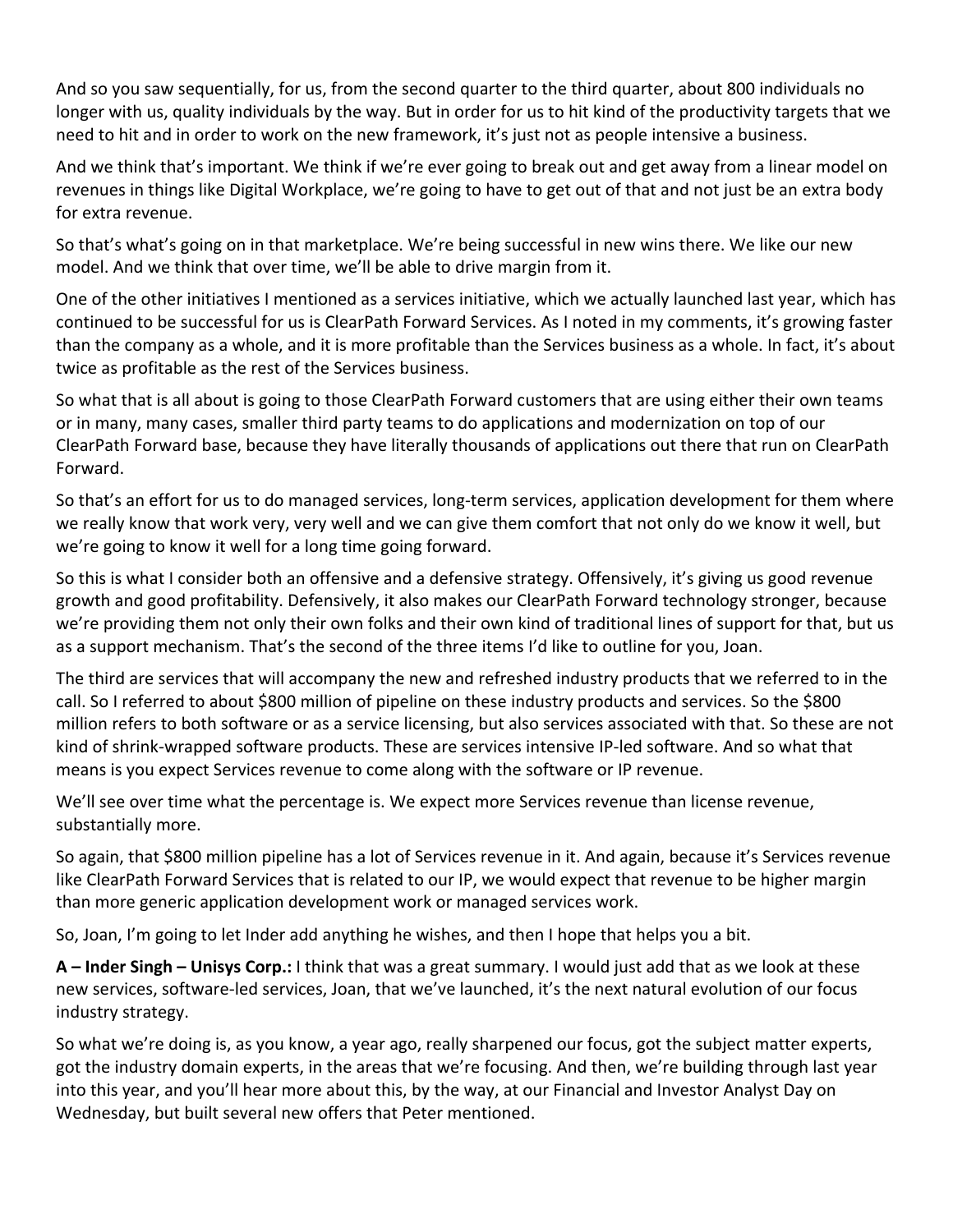And so you saw sequentially, for us, from the second quarter to the third quarter, about 800 individuals no longer with us, quality individuals by the way. But in order for us to hit kind of the productivity targets that we need to hit and in order to work on the new framework, it's just not as people intensive a business.

And we think that's important. We think if we're ever going to break out and get away from a linear model on revenues in things like Digital Workplace, we're going to have to get out of that and not just be an extra body for extra revenue.

So that's what's going on in that marketplace. We're being successful in new wins there. We like our new model. And we think that over time, we'll be able to drive margin from it.

One of the other initiatives I mentioned as a services initiative, which we actually launched last year, which has continued to be successful for us is ClearPath Forward Services. As I noted in my comments, it's growing faster than the company as a whole, and it is more profitable than the Services business as a whole. In fact, it's about twice as profitable as the rest of the Services business.

So what that is all about is going to those ClearPath Forward customers that are using either their own teams or in many, many cases, smaller third party teams to do applications and modernization on top of our ClearPath Forward base, because they have literally thousands of applications out there that run on ClearPath Forward.

So that's an effort for us to do managed services, long-term services, application development for them where we really know that work very, very well and we can give them comfort that not only do we know it well, but we're going to know it well for a long time going forward.

So this is what I consider both an offensive and a defensive strategy. Offensively, it's giving us good revenue growth and good profitability. Defensively, it also makes our ClearPath Forward technology stronger, because we're providing them not only their own folks and their own kind of traditional lines of support for that, but us as a support mechanism. That's the second of the three items I'd like to outline for you, Joan.

The third are services that will accompany the new and refreshed industry products that we referred to in the call. So I referred to about $800 million of pipeline on these industry products and services. So the $800 million refers to both software or as a service licensing, but also services associated with that. So these are not kind of shrink-wrapped software products. These are services intensive IP-led software. And so what that means is you expect Services revenue to come along with the software or IP revenue.

We'll see over time what the percentage is. We expect more Services revenue than license revenue, substantially more.

So again, that $800 million pipeline has a lot of Services revenue in it. And again, because it's Services revenue like ClearPath Forward Services that is related to our IP, we would expect that revenue to be higher margin than more generic application development work or managed services work.

So, Joan, I'm going to let Inder add anything he wishes, and then I hope that helps you a bit.

**A – Inder Singh – Unisys Corp.:** I think that was a great summary. I would just add that as we look at these new services, software-led services, Joan, that we've launched, it's the next natural evolution of our focus industry strategy.

So what we're doing is, as you know, a year ago, really sharpened our focus, got the subject matter experts, got the industry domain experts, in the areas that we're focusing. And then, we're building through last year into this year, and you'll hear more about this, by the way, at our Financial and Investor Analyst Day on Wednesday, but built several new offers that Peter mentioned.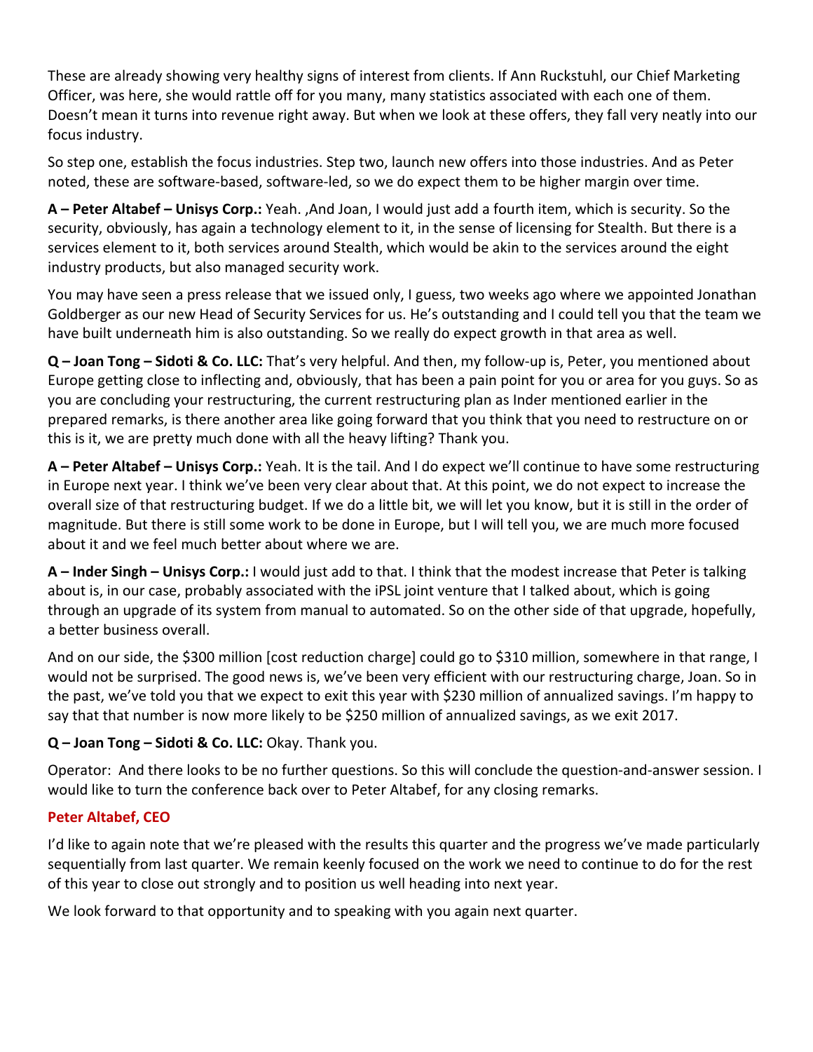These are already showing very healthy signs of interest from clients. If Ann Ruckstuhl, our Chief Marketing Officer, was here, she would rattle off for you many, many statistics associated with each one of them. Doesn't mean it turns into revenue right away. But when we look at these offers, they fall very neatly into our focus industry.

So step one, establish the focus industries. Step two, launch new offers into those industries. And as Peter noted, these are software-based, software-led, so we do expect them to be higher margin over time.

**A – Peter Altabef – Unisys Corp.:** Yeah. ,And Joan, I would just add a fourth item, which is security. So the security, obviously, has again a technology element to it, in the sense of licensing for Stealth. But there is a services element to it, both services around Stealth, which would be akin to the services around the eight industry products, but also managed security work.

You may have seen a press release that we issued only, I guess, two weeks ago where we appointed Jonathan Goldberger as our new Head of Security Services for us. He's outstanding and I could tell you that the team we have built underneath him is also outstanding. So we really do expect growth in that area as well.

**Q – Joan Tong – Sidoti & Co. LLC:** That's very helpful. And then, my follow-up is, Peter, you mentioned about Europe getting close to inflecting and, obviously, that has been a pain point for you or area for you guys. So as you are concluding your restructuring, the current restructuring plan as Inder mentioned earlier in the prepared remarks, is there another area like going forward that you think that you need to restructure on or this is it, we are pretty much done with all the heavy lifting? Thank you.

**A – Peter Altabef – Unisys Corp.:** Yeah. It is the tail. And I do expect we'll continue to have some restructuring in Europe next year. I think we've been very clear about that. At this point, we do not expect to increase the overall size of that restructuring budget. If we do a little bit, we will let you know, but it is still in the order of magnitude. But there is still some work to be done in Europe, but I will tell you, we are much more focused about it and we feel much better about where we are.

**A – Inder Singh – Unisys Corp.:** I would just add to that. I think that the modest increase that Peter is talking about is, in our case, probably associated with the iPSL joint venture that I talked about, which is going through an upgrade of its system from manual to automated. So on the other side of that upgrade, hopefully, a better business overall.

And on our side, the $300 million [cost reduction charge] could go to $310 million, somewhere in that range, I would not be surprised. The good news is, we've been very efficient with our restructuring charge, Joan. So in the past, we've told you that we expect to exit this year with $230 million of annualized savings. I'm happy to say that that number is now more likely to be $250 million of annualized savings, as we exit 2017.

**Q – Joan Tong – Sidoti & Co. LLC:** Okay. Thank you.

Operator: And there looks to be no further questions. So this will conclude the question-and-answer session. I would like to turn the conference back over to Peter Altabef, for any closing remarks.

**Peter Altabef, CEO**

I'd like to again note that we're pleased with the results this quarter and the progress we've made particularly sequentially from last quarter. We remain keenly focused on the work we need to continue to do for the rest of this year to close out strongly and to position us well heading into next year.

We look forward to that opportunity and to speaking with you again next quarter.